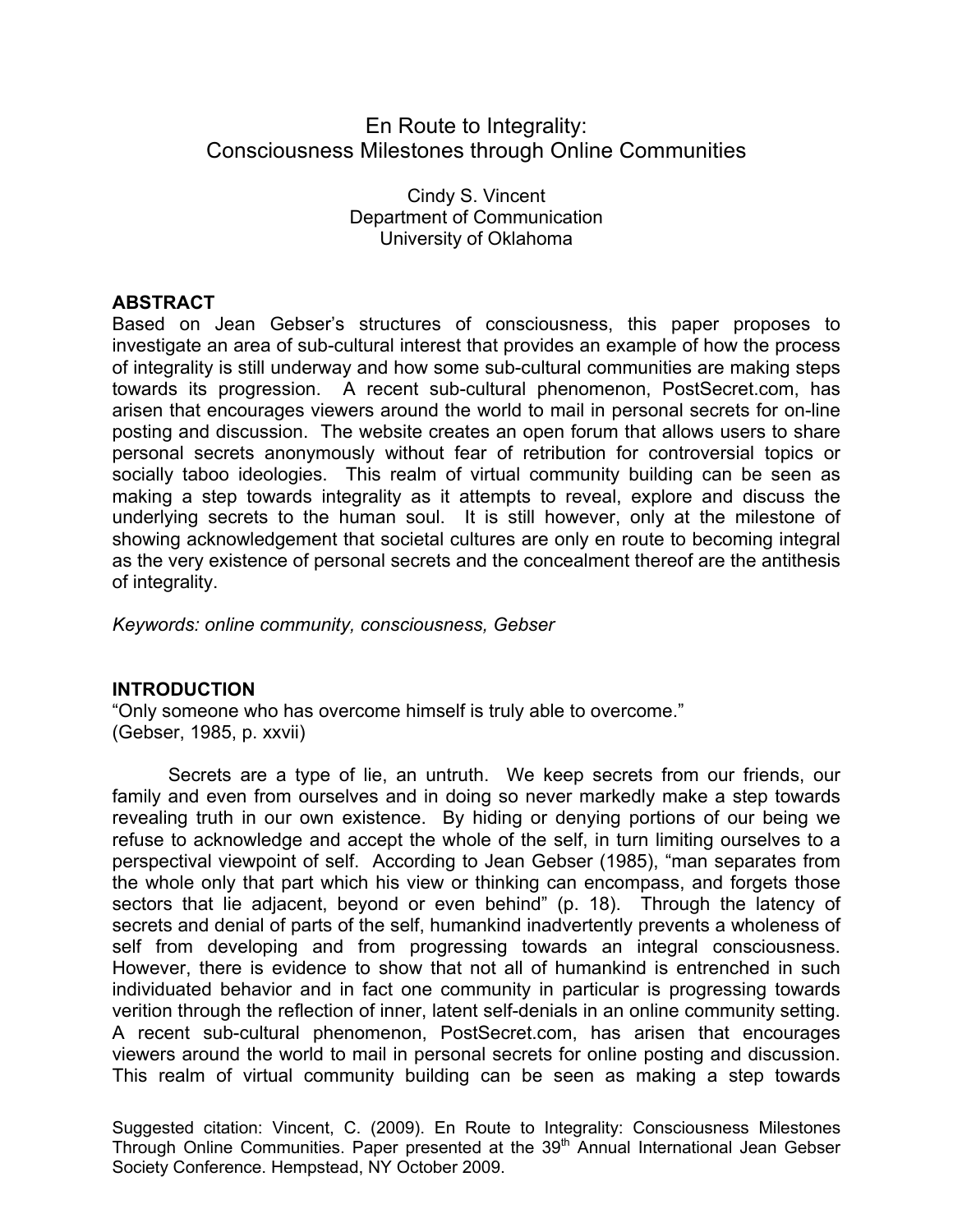# En Route to Integrality: Consciousness Milestones through Online Communities

Cindy S. Vincent
Department of Communication
University of Oklahoma

## ABSTRACT

Based on Jean Gebser's structures of consciousness, this paper proposes to investigate an area of sub-cultural interest that provides an example of how the process of integrality is still underway and how some sub-cultural communities are making steps towards its progression. A recent sub-cultural phenomenon, PostSecret.com, has arisen that encourages viewers around the world to mail in personal secrets for on-line posting and discussion. The website creates an open forum that allows users to share personal secrets anonymously without fear of retribution for controversial topics or socially taboo ideologies. This realm of virtual community building can be seen as making a step towards integrality as it attempts to reveal, explore and discuss the underlying secrets to the human soul. It is still however, only at the milestone of showing acknowledgement that societal cultures are only en route to becoming integral as the very existence of personal secrets and the concealment thereof are the antithesis of integrality.

*Keywords: online community, consciousness, Gebser*

## INTRODUCTION

"Only someone who has overcome himself is truly able to overcome."
(Gebser, 1985, p. xxvii)

Secrets are a type of lie, an untruth. We keep secrets from our friends, our family and even from ourselves and in doing so never markedly make a step towards revealing truth in our own existence. By hiding or denying portions of our being we refuse to acknowledge and accept the whole of the self, in turn limiting ourselves to a perspectival viewpoint of self. According to Jean Gebser (1985), "man separates from the whole only that part which his view or thinking can encompass, and forgets those sectors that lie adjacent, beyond or even behind" (p. 18). Through the latency of secrets and denial of parts of the self, humankind inadvertently prevents a wholeness of self from developing and from progressing towards an integral consciousness. However, there is evidence to show that not all of humankind is entrenched in such individuated behavior and in fact one community in particular is progressing towards verition through the reflection of inner, latent self-denials in an online community setting. A recent sub-cultural phenomenon, PostSecret.com, has arisen that encourages viewers around the world to mail in personal secrets for online posting and discussion. This realm of virtual community building can be seen as making a step towards

Suggested citation: Vincent, C. (2009). En Route to Integrality: Consciousness Milestones Through Online Communities. Paper presented at the 39th Annual International Jean Gebser Society Conference. Hempstead, NY October 2009.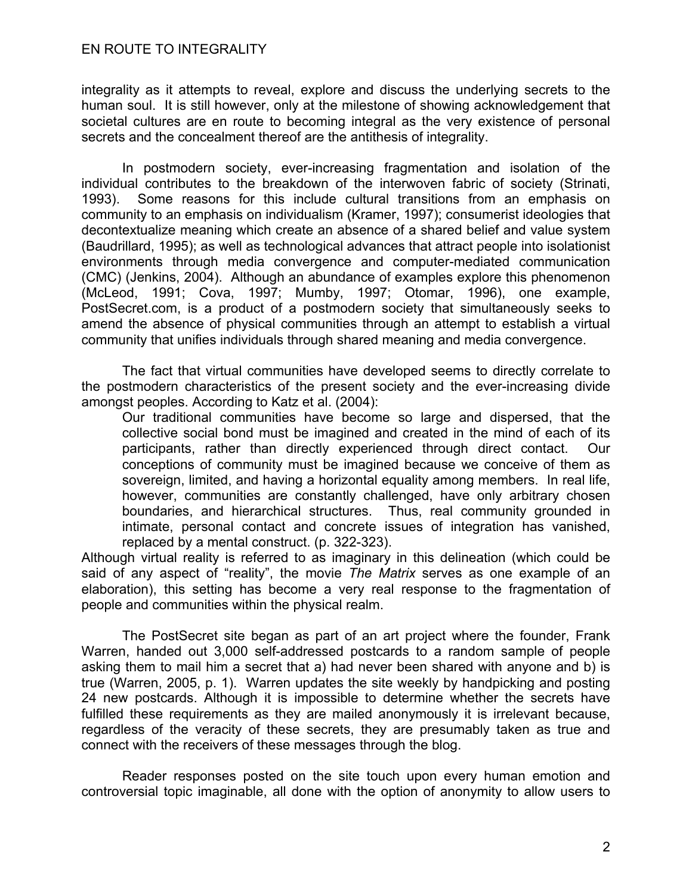integrality as it attempts to reveal, explore and discuss the underlying secrets to the human soul. It is still however, only at the milestone of showing acknowledgement that societal cultures are en route to becoming integral as the very existence of personal secrets and the concealment thereof are the antithesis of integrality.

In postmodern society, ever-increasing fragmentation and isolation of the individual contributes to the breakdown of the interwoven fabric of society (Strinati, 1993). Some reasons for this include cultural transitions from an emphasis on community to an emphasis on individualism (Kramer, 1997); consumerist ideologies that decontextualize meaning which create an absence of a shared belief and value system (Baudrillard, 1995); as well as technological advances that attract people into isolationist environments through media convergence and computer-mediated communication (CMC) (Jenkins, 2004). Although an abundance of examples explore this phenomenon (McLeod, 1991; Cova, 1997; Mumby, 1997; Otomar, 1996), one example, PostSecret.com, is a product of a postmodern society that simultaneously seeks to amend the absence of physical communities through an attempt to establish a virtual community that unifies individuals through shared meaning and media convergence.

The fact that virtual communities have developed seems to directly correlate to the postmodern characteristics of the present society and the ever-increasing divide amongst peoples. According to Katz et al. (2004):

> Our traditional communities have become so large and dispersed, that the collective social bond must be imagined and created in the mind of each of its participants, rather than directly experienced through direct contact. Our conceptions of community must be imagined because we conceive of them as sovereign, limited, and having a horizontal equality among members. In real life, however, communities are constantly challenged, have only arbitrary chosen boundaries, and hierarchical structures. Thus, real community grounded in intimate, personal contact and concrete issues of integration has vanished, replaced by a mental construct. (p. 322-323).

Although virtual reality is referred to as imaginary in this delineation (which could be said of any aspect of "reality", the movie *The Matrix* serves as one example of an elaboration), this setting has become a very real response to the fragmentation of people and communities within the physical realm.

The PostSecret site began as part of an art project where the founder, Frank Warren, handed out 3,000 self-addressed postcards to a random sample of people asking them to mail him a secret that a) had never been shared with anyone and b) is true (Warren, 2005, p. 1). Warren updates the site weekly by handpicking and posting 24 new postcards. Although it is impossible to determine whether the secrets have fulfilled these requirements as they are mailed anonymously it is irrelevant because, regardless of the veracity of these secrets, they are presumably taken as true and connect with the receivers of these messages through the blog.

Reader responses posted on the site touch upon every human emotion and controversial topic imaginable, all done with the option of anonymity to allow users to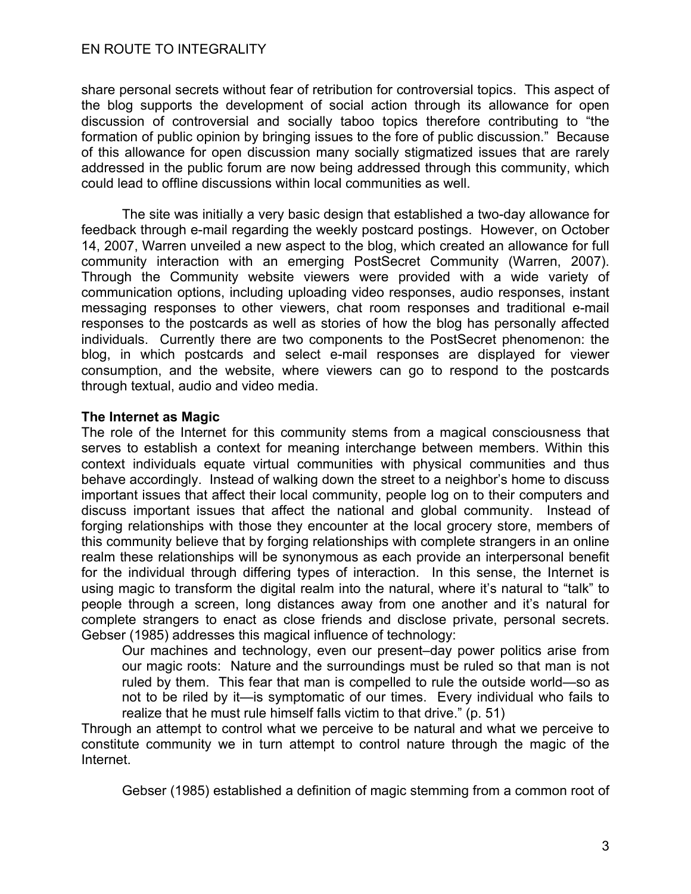share personal secrets without fear of retribution for controversial topics. This aspect of the blog supports the development of social action through its allowance for open discussion of controversial and socially taboo topics therefore contributing to "the formation of public opinion by bringing issues to the fore of public discussion." Because of this allowance for open discussion many socially stigmatized issues that are rarely addressed in the public forum are now being addressed through this community, which could lead to offline discussions within local communities as well.

The site was initially a very basic design that established a two-day allowance for feedback through e-mail regarding the weekly postcard postings. However, on October 14, 2007, Warren unveiled a new aspect to the blog, which created an allowance for full community interaction with an emerging PostSecret Community (Warren, 2007). Through the Community website viewers were provided with a wide variety of communication options, including uploading video responses, audio responses, instant messaging responses to other viewers, chat room responses and traditional e-mail responses to the postcards as well as stories of how the blog has personally affected individuals. Currently there are two components to the PostSecret phenomenon: the blog, in which postcards and select e-mail responses are displayed for viewer consumption, and the website, where viewers can go to respond to the postcards through textual, audio and video media.

**The Internet as Magic**

The role of the Internet for this community stems from a magical consciousness that serves to establish a context for meaning interchange between members. Within this context individuals equate virtual communities with physical communities and thus behave accordingly. Instead of walking down the street to a neighbor's home to discuss important issues that affect their local community, people log on to their computers and discuss important issues that affect the national and global community. Instead of forging relationships with those they encounter at the local grocery store, members of this community believe that by forging relationships with complete strangers in an online realm these relationships will be synonymous as each provide an interpersonal benefit for the individual through differing types of interaction. In this sense, the Internet is using magic to transform the digital realm into the natural, where it's natural to "talk" to people through a screen, long distances away from one another and it's natural for complete strangers to enact as close friends and disclose private, personal secrets. Gebser (1985) addresses this magical influence of technology:

> Our machines and technology, even our present–day power politics arise from our magic roots: Nature and the surroundings must be ruled so that man is not ruled by them. This fear that man is compelled to rule the outside world—so as not to be riled by it—is symptomatic of our times. Every individual who fails to realize that he must rule himself falls victim to that drive." (p. 51)

Through an attempt to control what we perceive to be natural and what we perceive to constitute community we in turn attempt to control nature through the magic of the Internet.

Gebser (1985) established a definition of magic stemming from a common root of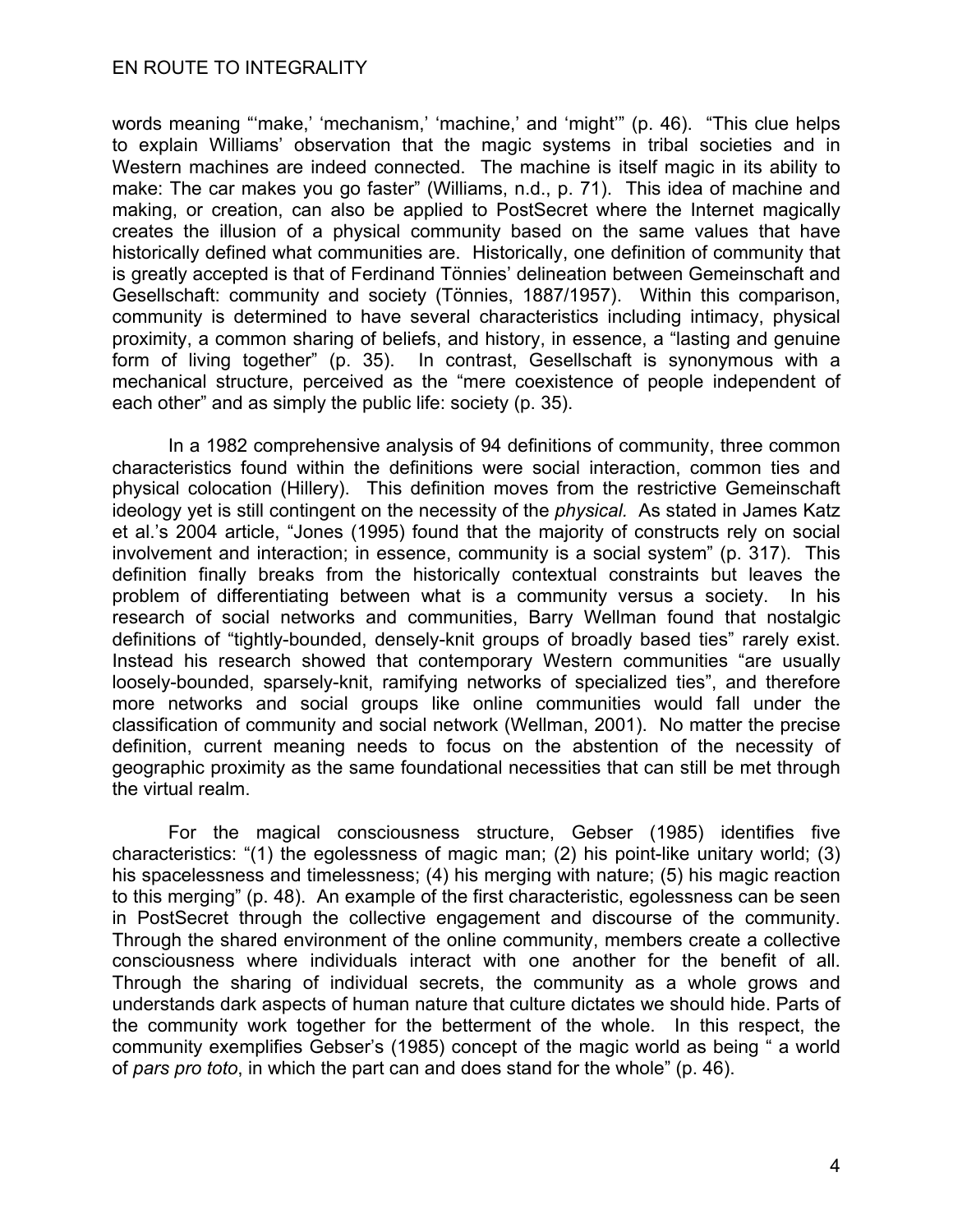words meaning "'make,' 'mechanism,' 'machine,' and 'might'" (p. 46). "This clue helps to explain Williams' observation that the magic systems in tribal societies and in Western machines are indeed connected. The machine is itself magic in its ability to make: The car makes you go faster" (Williams, n.d., p. 71). This idea of machine and making, or creation, can also be applied to PostSecret where the Internet magically creates the illusion of a physical community based on the same values that have historically defined what communities are. Historically, one definition of community that is greatly accepted is that of Ferdinand Tönnies' delineation between Gemeinschaft and Gesellschaft: community and society (Tönnies, 1887/1957). Within this comparison, community is determined to have several characteristics including intimacy, physical proximity, a common sharing of beliefs, and history, in essence, a "lasting and genuine form of living together" (p. 35). In contrast, Gesellschaft is synonymous with a mechanical structure, perceived as the "mere coexistence of people independent of each other" and as simply the public life: society (p. 35).

In a 1982 comprehensive analysis of 94 definitions of community, three common characteristics found within the definitions were social interaction, common ties and physical colocation (Hillery). This definition moves from the restrictive Gemeinschaft ideology yet is still contingent on the necessity of the *physical.* As stated in James Katz et al.'s 2004 article, "Jones (1995) found that the majority of constructs rely on social involvement and interaction; in essence, community is a social system" (p. 317). This definition finally breaks from the historically contextual constraints but leaves the problem of differentiating between what is a community versus a society. In his research of social networks and communities, Barry Wellman found that nostalgic definitions of "tightly-bounded, densely-knit groups of broadly based ties" rarely exist. Instead his research showed that contemporary Western communities "are usually loosely-bounded, sparsely-knit, ramifying networks of specialized ties", and therefore more networks and social groups like online communities would fall under the classification of community and social network (Wellman, 2001). No matter the precise definition, current meaning needs to focus on the abstention of the necessity of geographic proximity as the same foundational necessities that can still be met through the virtual realm.

For the magical consciousness structure, Gebser (1985) identifies five characteristics: "(1) the egolessness of magic man; (2) his point-like unitary world; (3) his spacelessness and timelessness; (4) his merging with nature; (5) his magic reaction to this merging" (p. 48). An example of the first characteristic, egolessness can be seen in PostSecret through the collective engagement and discourse of the community. Through the shared environment of the online community, members create a collective consciousness where individuals interact with one another for the benefit of all. Through the sharing of individual secrets, the community as a whole grows and understands dark aspects of human nature that culture dictates we should hide. Parts of the community work together for the betterment of the whole. In this respect, the community exemplifies Gebser's (1985) concept of the magic world as being " a world of *pars pro toto*, in which the part can and does stand for the whole" (p. 46).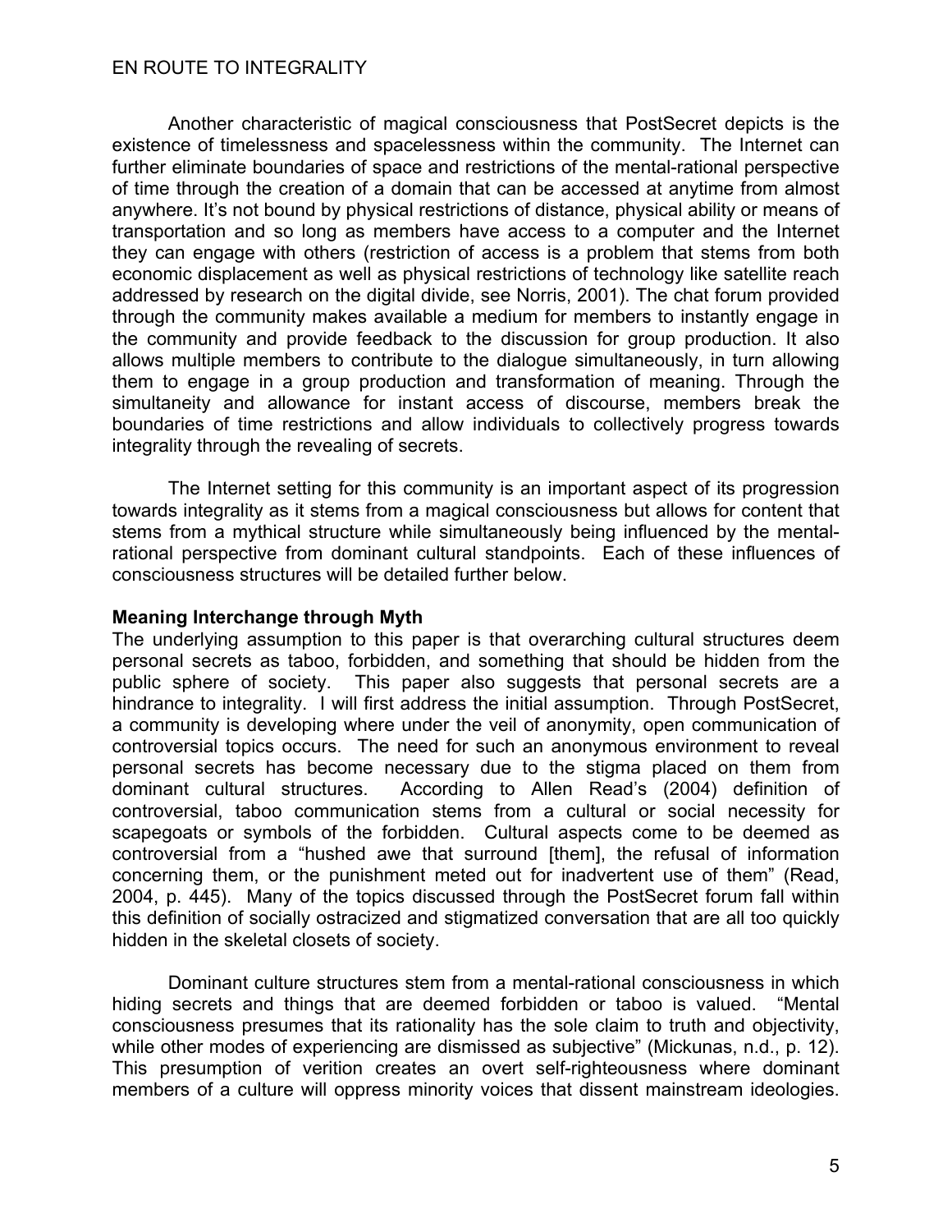Another characteristic of magical consciousness that PostSecret depicts is the existence of timelessness and spacelessness within the community. The Internet can further eliminate boundaries of space and restrictions of the mental-rational perspective of time through the creation of a domain that can be accessed at anytime from almost anywhere. It's not bound by physical restrictions of distance, physical ability or means of transportation and so long as members have access to a computer and the Internet they can engage with others (restriction of access is a problem that stems from both economic displacement as well as physical restrictions of technology like satellite reach addressed by research on the digital divide, see Norris, 2001). The chat forum provided through the community makes available a medium for members to instantly engage in the community and provide feedback to the discussion for group production. It also allows multiple members to contribute to the dialogue simultaneously, in turn allowing them to engage in a group production and transformation of meaning. Through the simultaneity and allowance for instant access of discourse, members break the boundaries of time restrictions and allow individuals to collectively progress towards integrality through the revealing of secrets.

The Internet setting for this community is an important aspect of its progression towards integrality as it stems from a magical consciousness but allows for content that stems from a mythical structure while simultaneously being influenced by the mental-rational perspective from dominant cultural standpoints. Each of these influences of consciousness structures will be detailed further below.

**Meaning Interchange through Myth**

The underlying assumption to this paper is that overarching cultural structures deem personal secrets as taboo, forbidden, and something that should be hidden from the public sphere of society. This paper also suggests that personal secrets are a hindrance to integrality. I will first address the initial assumption. Through PostSecret, a community is developing where under the veil of anonymity, open communication of controversial topics occurs. The need for such an anonymous environment to reveal personal secrets has become necessary due to the stigma placed on them from dominant cultural structures. According to Allen Read's (2004) definition of controversial, taboo communication stems from a cultural or social necessity for scapegoats or symbols of the forbidden. Cultural aspects come to be deemed as controversial from a "hushed awe that surround [them], the refusal of information concerning them, or the punishment meted out for inadvertent use of them" (Read, 2004, p. 445). Many of the topics discussed through the PostSecret forum fall within this definition of socially ostracized and stigmatized conversation that are all too quickly hidden in the skeletal closets of society.

Dominant culture structures stem from a mental-rational consciousness in which hiding secrets and things that are deemed forbidden or taboo is valued. "Mental consciousness presumes that its rationality has the sole claim to truth and objectivity, while other modes of experiencing are dismissed as subjective" (Mickunas, n.d., p. 12). This presumption of verition creates an overt self-righteousness where dominant members of a culture will oppress minority voices that dissent mainstream ideologies.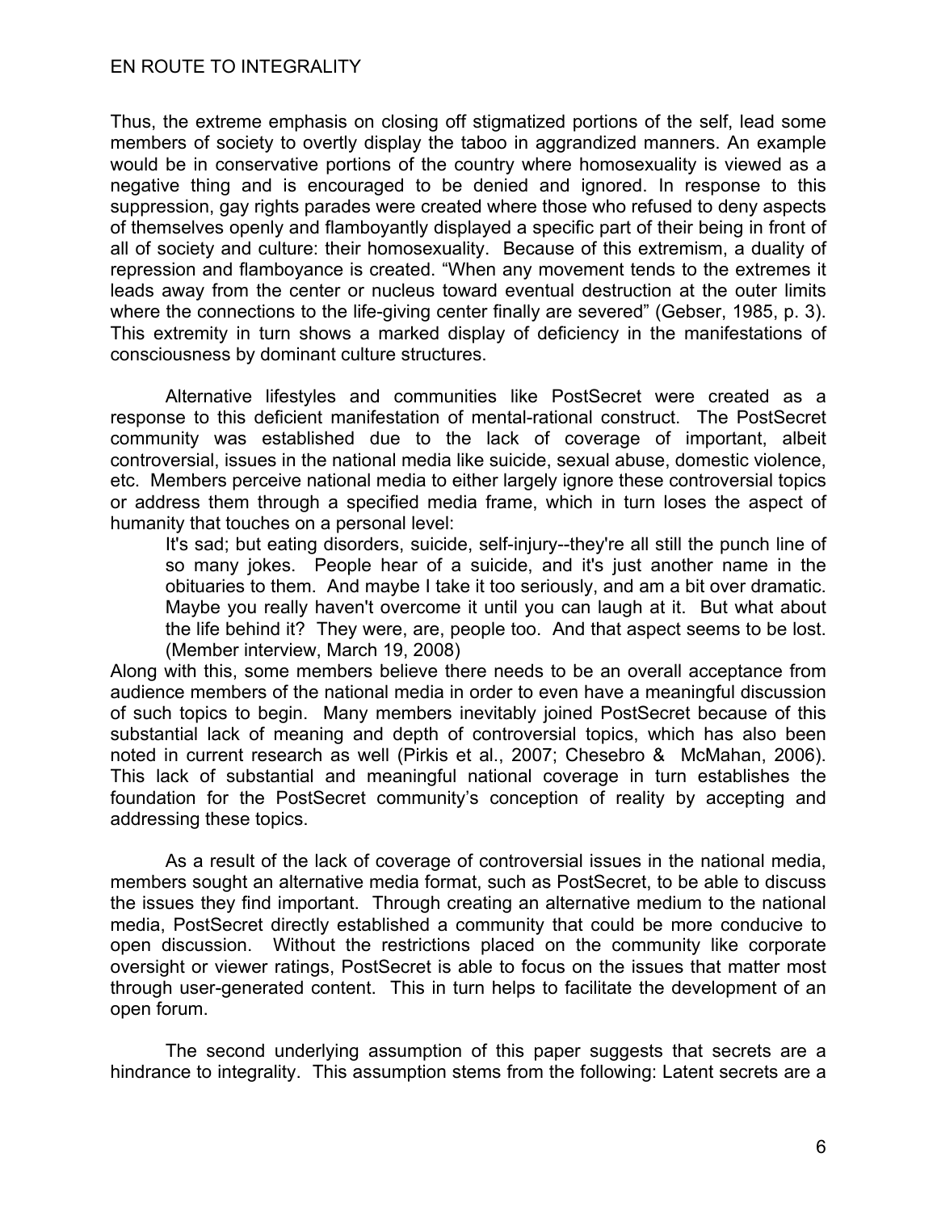Thus, the extreme emphasis on closing off stigmatized portions of the self, lead some members of society to overtly display the taboo in aggrandized manners. An example would be in conservative portions of the country where homosexuality is viewed as a negative thing and is encouraged to be denied and ignored. In response to this suppression, gay rights parades were created where those who refused to deny aspects of themselves openly and flamboyantly displayed a specific part of their being in front of all of society and culture: their homosexuality. Because of this extremism, a duality of repression and flamboyance is created. "When any movement tends to the extremes it leads away from the center or nucleus toward eventual destruction at the outer limits where the connections to the life-giving center finally are severed" (Gebser, 1985, p. 3). This extremity in turn shows a marked display of deficiency in the manifestations of consciousness by dominant culture structures.

Alternative lifestyles and communities like PostSecret were created as a response to this deficient manifestation of mental-rational construct. The PostSecret community was established due to the lack of coverage of important, albeit controversial, issues in the national media like suicide, sexual abuse, domestic violence, etc. Members perceive national media to either largely ignore these controversial topics or address them through a specified media frame, which in turn loses the aspect of humanity that touches on a personal level:

> It's sad; but eating disorders, suicide, self-injury--they're all still the punch line of so many jokes. People hear of a suicide, and it's just another name in the obituaries to them. And maybe I take it too seriously, and am a bit over dramatic. Maybe you really haven't overcome it until you can laugh at it. But what about the life behind it? They were, are, people too. And that aspect seems to be lost. (Member interview, March 19, 2008)

Along with this, some members believe there needs to be an overall acceptance from audience members of the national media in order to even have a meaningful discussion of such topics to begin. Many members inevitably joined PostSecret because of this substantial lack of meaning and depth of controversial topics, which has also been noted in current research as well (Pirkis et al., 2007; Chesebro & McMahan, 2006). This lack of substantial and meaningful national coverage in turn establishes the foundation for the PostSecret community's conception of reality by accepting and addressing these topics.

As a result of the lack of coverage of controversial issues in the national media, members sought an alternative media format, such as PostSecret, to be able to discuss the issues they find important. Through creating an alternative medium to the national media, PostSecret directly established a community that could be more conducive to open discussion. Without the restrictions placed on the community like corporate oversight or viewer ratings, PostSecret is able to focus on the issues that matter most through user-generated content. This in turn helps to facilitate the development of an open forum.

The second underlying assumption of this paper suggests that secrets are a hindrance to integrality. This assumption stems from the following: Latent secrets are a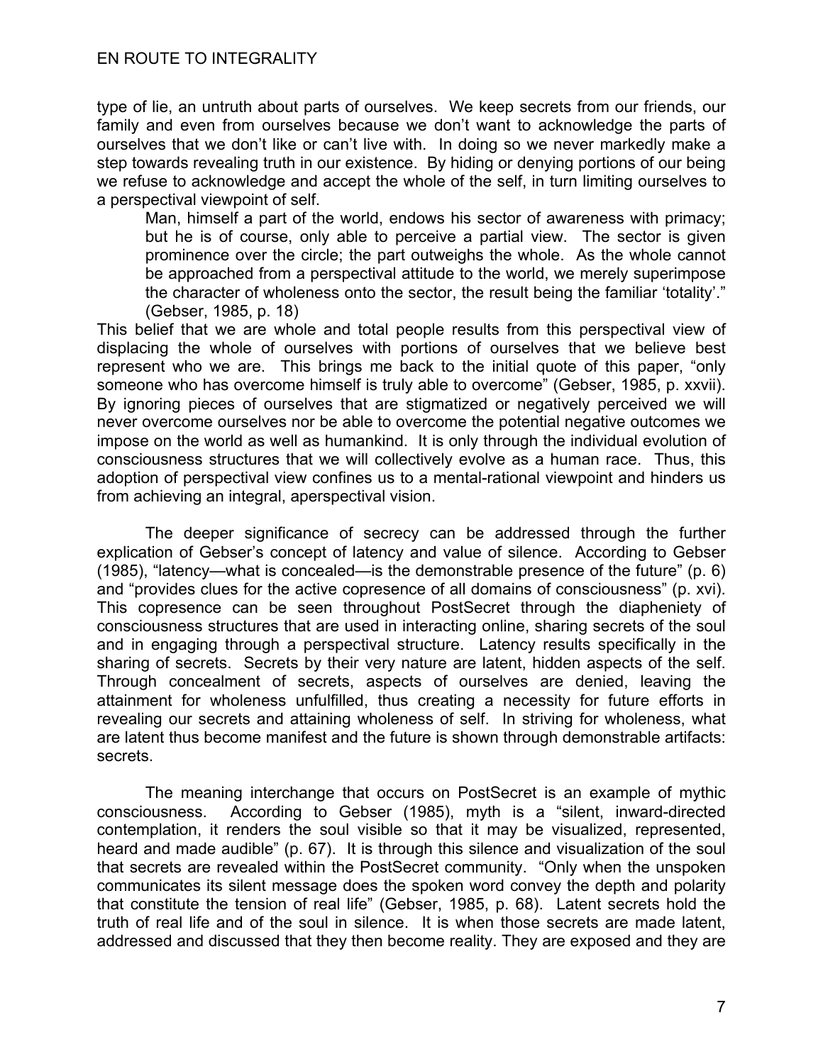type of lie, an untruth about parts of ourselves. We keep secrets from our friends, our family and even from ourselves because we don't want to acknowledge the parts of ourselves that we don't like or can't live with. In doing so we never markedly make a step towards revealing truth in our existence. By hiding or denying portions of our being we refuse to acknowledge and accept the whole of the self, in turn limiting ourselves to a perspectival viewpoint of self.

> Man, himself a part of the world, endows his sector of awareness with primacy; but he is of course, only able to perceive a partial view. The sector is given prominence over the circle; the part outweighs the whole. As the whole cannot be approached from a perspectival attitude to the world, we merely superimpose the character of wholeness onto the sector, the result being the familiar 'totality'." (Gebser, 1985, p. 18)

This belief that we are whole and total people results from this perspectival view of displacing the whole of ourselves with portions of ourselves that we believe best represent who we are. This brings me back to the initial quote of this paper, "only someone who has overcome himself is truly able to overcome" (Gebser, 1985, p. xxvii). By ignoring pieces of ourselves that are stigmatized or negatively perceived we will never overcome ourselves nor be able to overcome the potential negative outcomes we impose on the world as well as humankind. It is only through the individual evolution of consciousness structures that we will collectively evolve as a human race. Thus, this adoption of perspectival view confines us to a mental-rational viewpoint and hinders us from achieving an integral, aperspectival vision.

The deeper significance of secrecy can be addressed through the further explication of Gebser's concept of latency and value of silence. According to Gebser (1985), "latency—what is concealed—is the demonstrable presence of the future" (p. 6) and "provides clues for the active copresence of all domains of consciousness" (p. xvi). This copresence can be seen throughout PostSecret through the diapheniety of consciousness structures that are used in interacting online, sharing secrets of the soul and in engaging through a perspectival structure. Latency results specifically in the sharing of secrets. Secrets by their very nature are latent, hidden aspects of the self. Through concealment of secrets, aspects of ourselves are denied, leaving the attainment for wholeness unfulfilled, thus creating a necessity for future efforts in revealing our secrets and attaining wholeness of self. In striving for wholeness, what are latent thus become manifest and the future is shown through demonstrable artifacts: secrets.

The meaning interchange that occurs on PostSecret is an example of mythic consciousness. According to Gebser (1985), myth is a "silent, inward-directed contemplation, it renders the soul visible so that it may be visualized, represented, heard and made audible" (p. 67). It is through this silence and visualization of the soul that secrets are revealed within the PostSecret community. "Only when the unspoken communicates its silent message does the spoken word convey the depth and polarity that constitute the tension of real life" (Gebser, 1985, p. 68). Latent secrets hold the truth of real life and of the soul in silence. It is when those secrets are made latent, addressed and discussed that they then become reality. They are exposed and they are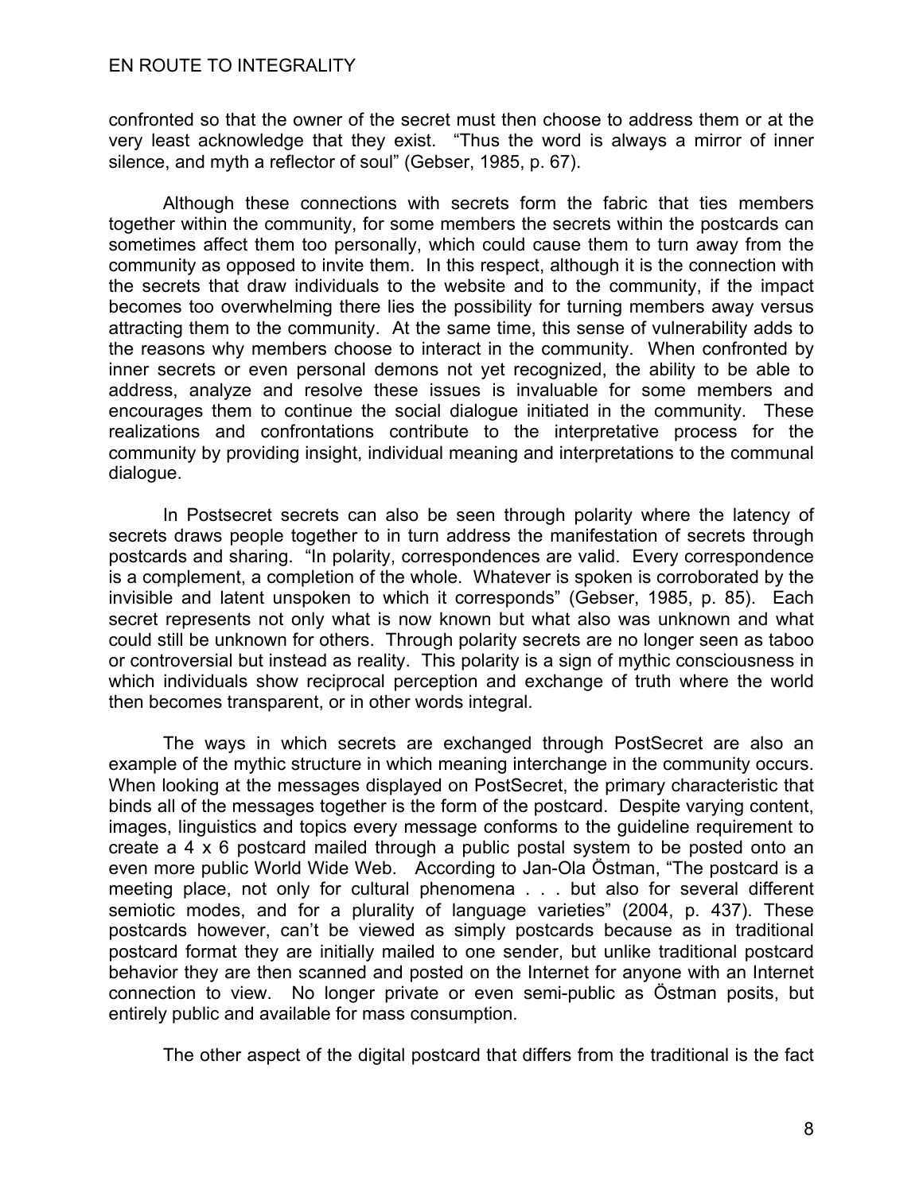confronted so that the owner of the secret must then choose to address them or at the very least acknowledge that they exist. "Thus the word is always a mirror of inner silence, and myth a reflector of soul" (Gebser, 1985, p. 67).

Although these connections with secrets form the fabric that ties members together within the community, for some members the secrets within the postcards can sometimes affect them too personally, which could cause them to turn away from the community as opposed to invite them. In this respect, although it is the connection with the secrets that draw individuals to the website and to the community, if the impact becomes too overwhelming there lies the possibility for turning members away versus attracting them to the community. At the same time, this sense of vulnerability adds to the reasons why members choose to interact in the community. When confronted by inner secrets or even personal demons not yet recognized, the ability to be able to address, analyze and resolve these issues is invaluable for some members and encourages them to continue the social dialogue initiated in the community. These realizations and confrontations contribute to the interpretative process for the community by providing insight, individual meaning and interpretations to the communal dialogue.

In Postsecret secrets can also be seen through polarity where the latency of secrets draws people together to in turn address the manifestation of secrets through postcards and sharing. "In polarity, correspondences are valid. Every correspondence is a complement, a completion of the whole. Whatever is spoken is corroborated by the invisible and latent unspoken to which it corresponds" (Gebser, 1985, p. 85). Each secret represents not only what is now known but what also was unknown and what could still be unknown for others. Through polarity secrets are no longer seen as taboo or controversial but instead as reality. This polarity is a sign of mythic consciousness in which individuals show reciprocal perception and exchange of truth where the world then becomes transparent, or in other words integral.

The ways in which secrets are exchanged through PostSecret are also an example of the mythic structure in which meaning interchange in the community occurs. When looking at the messages displayed on PostSecret, the primary characteristic that binds all of the messages together is the form of the postcard. Despite varying content, images, linguistics and topics every message conforms to the guideline requirement to create a 4 x 6 postcard mailed through a public postal system to be posted onto an even more public World Wide Web. According to Jan-Ola Östman, "The postcard is a meeting place, not only for cultural phenomena . . . but also for several different semiotic modes, and for a plurality of language varieties" (2004, p. 437). These postcards however, can't be viewed as simply postcards because as in traditional postcard format they are initially mailed to one sender, but unlike traditional postcard behavior they are then scanned and posted on the Internet for anyone with an Internet connection to view. No longer private or even semi-public as Östman posits, but entirely public and available for mass consumption.

The other aspect of the digital postcard that differs from the traditional is the fact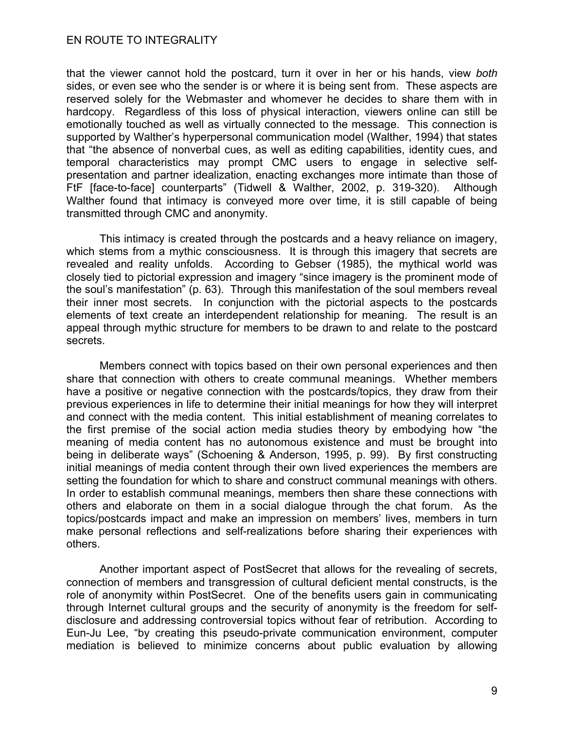that the viewer cannot hold the postcard, turn it over in her or his hands, view *both* sides, or even see who the sender is or where it is being sent from. These aspects are reserved solely for the Webmaster and whomever he decides to share them with in hardcopy. Regardless of this loss of physical interaction, viewers online can still be emotionally touched as well as virtually connected to the message. This connection is supported by Walther's hyperpersonal communication model (Walther, 1994) that states that "the absence of nonverbal cues, as well as editing capabilities, identity cues, and temporal characteristics may prompt CMC users to engage in selective self-presentation and partner idealization, enacting exchanges more intimate than those of FtF [face-to-face] counterparts" (Tidwell & Walther, 2002, p. 319-320). Although Walther found that intimacy is conveyed more over time, it is still capable of being transmitted through CMC and anonymity.

This intimacy is created through the postcards and a heavy reliance on imagery, which stems from a mythic consciousness. It is through this imagery that secrets are revealed and reality unfolds. According to Gebser (1985), the mythical world was closely tied to pictorial expression and imagery "since imagery is the prominent mode of the soul's manifestation" (p. 63). Through this manifestation of the soul members reveal their inner most secrets. In conjunction with the pictorial aspects to the postcards elements of text create an interdependent relationship for meaning. The result is an appeal through mythic structure for members to be drawn to and relate to the postcard secrets.

Members connect with topics based on their own personal experiences and then share that connection with others to create communal meanings. Whether members have a positive or negative connection with the postcards/topics, they draw from their previous experiences in life to determine their initial meanings for how they will interpret and connect with the media content. This initial establishment of meaning correlates to the first premise of the social action media studies theory by embodying how "the meaning of media content has no autonomous existence and must be brought into being in deliberate ways" (Schoening & Anderson, 1995, p. 99). By first constructing initial meanings of media content through their own lived experiences the members are setting the foundation for which to share and construct communal meanings with others. In order to establish communal meanings, members then share these connections with others and elaborate on them in a social dialogue through the chat forum. As the topics/postcards impact and make an impression on members' lives, members in turn make personal reflections and self-realizations before sharing their experiences with others.

Another important aspect of PostSecret that allows for the revealing of secrets, connection of members and transgression of cultural deficient mental constructs, is the role of anonymity within PostSecret. One of the benefits users gain in communicating through Internet cultural groups and the security of anonymity is the freedom for self-disclosure and addressing controversial topics without fear of retribution. According to Eun-Ju Lee, "by creating this pseudo-private communication environment, computer mediation is believed to minimize concerns about public evaluation by allowing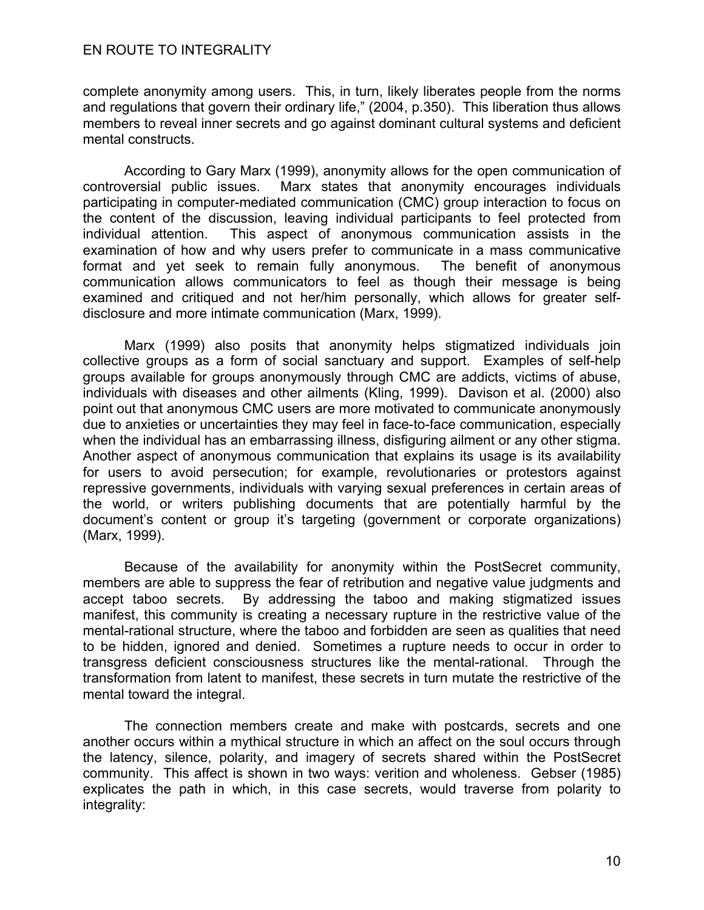complete anonymity among users. This, in turn, likely liberates people from the norms and regulations that govern their ordinary life," (2004, p.350). This liberation thus allows members to reveal inner secrets and go against dominant cultural systems and deficient mental constructs.

According to Gary Marx (1999), anonymity allows for the open communication of controversial public issues. Marx states that anonymity encourages individuals participating in computer-mediated communication (CMC) group interaction to focus on the content of the discussion, leaving individual participants to feel protected from individual attention. This aspect of anonymous communication assists in the examination of how and why users prefer to communicate in a mass communicative format and yet seek to remain fully anonymous. The benefit of anonymous communication allows communicators to feel as though their message is being examined and critiqued and not her/him personally, which allows for greater self-disclosure and more intimate communication (Marx, 1999).

Marx (1999) also posits that anonymity helps stigmatized individuals join collective groups as a form of social sanctuary and support. Examples of self-help groups available for groups anonymously through CMC are addicts, victims of abuse, individuals with diseases and other ailments (Kling, 1999). Davison et al. (2000) also point out that anonymous CMC users are more motivated to communicate anonymously due to anxieties or uncertainties they may feel in face-to-face communication, especially when the individual has an embarrassing illness, disfiguring ailment or any other stigma. Another aspect of anonymous communication that explains its usage is its availability for users to avoid persecution; for example, revolutionaries or protestors against repressive governments, individuals with varying sexual preferences in certain areas of the world, or writers publishing documents that are potentially harmful by the document's content or group it's targeting (government or corporate organizations) (Marx, 1999).

Because of the availability for anonymity within the PostSecret community, members are able to suppress the fear of retribution and negative value judgments and accept taboo secrets. By addressing the taboo and making stigmatized issues manifest, this community is creating a necessary rupture in the restrictive value of the mental-rational structure, where the taboo and forbidden are seen as qualities that need to be hidden, ignored and denied. Sometimes a rupture needs to occur in order to transgress deficient consciousness structures like the mental-rational. Through the transformation from latent to manifest, these secrets in turn mutate the restrictive of the mental toward the integral.

The connection members create and make with postcards, secrets and one another occurs within a mythical structure in which an affect on the soul occurs through the latency, silence, polarity, and imagery of secrets shared within the PostSecret community. This affect is shown in two ways: verition and wholeness. Gebser (1985) explicates the path in which, in this case secrets, would traverse from polarity to integrality: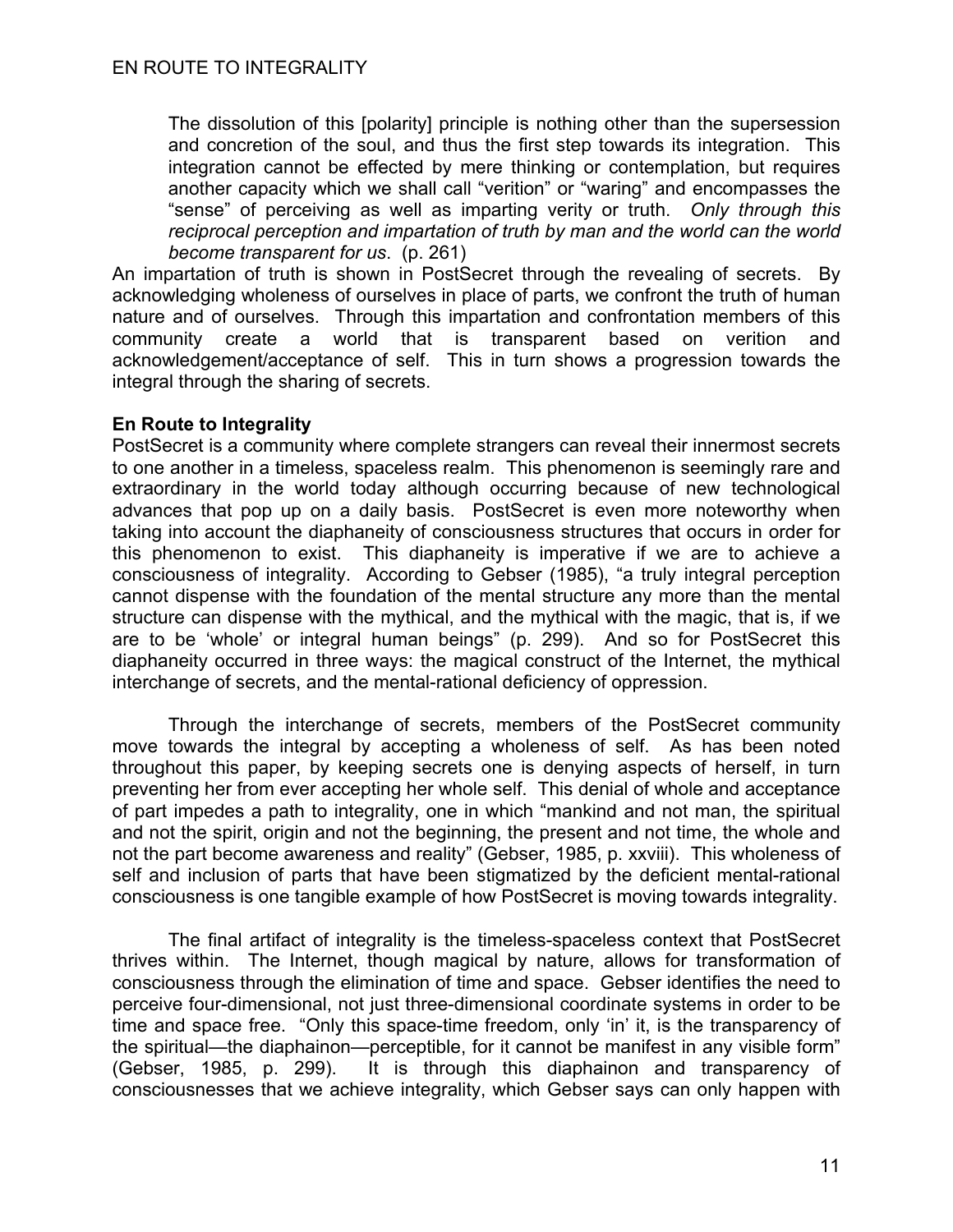> The dissolution of this [polarity] principle is nothing other than the supersession and concretion of the soul, and thus the first step towards its integration. This integration cannot be effected by mere thinking or contemplation, but requires another capacity which we shall call "verition" or "waring" and encompasses the "sense" of perceiving as well as imparting verity or truth. *Only through this reciprocal perception and impartation of truth by man and the world can the world become transparent for us*. (p. 261)

An impartation of truth is shown in PostSecret through the revealing of secrets. By acknowledging wholeness of ourselves in place of parts, we confront the truth of human nature and of ourselves. Through this impartation and confrontation members of this community create a world that is transparent based on verition and acknowledgement/acceptance of self. This in turn shows a progression towards the integral through the sharing of secrets.

**En Route to Integrality**

PostSecret is a community where complete strangers can reveal their innermost secrets to one another in a timeless, spaceless realm. This phenomenon is seemingly rare and extraordinary in the world today although occurring because of new technological advances that pop up on a daily basis. PostSecret is even more noteworthy when taking into account the diaphaneity of consciousness structures that occurs in order for this phenomenon to exist. This diaphaneity is imperative if we are to achieve a consciousness of integrality. According to Gebser (1985), "a truly integral perception cannot dispense with the foundation of the mental structure any more than the mental structure can dispense with the mythical, and the mythical with the magic, that is, if we are to be 'whole' or integral human beings" (p. 299). And so for PostSecret this diaphaneity occurred in three ways: the magical construct of the Internet, the mythical interchange of secrets, and the mental-rational deficiency of oppression.

Through the interchange of secrets, members of the PostSecret community move towards the integral by accepting a wholeness of self. As has been noted throughout this paper, by keeping secrets one is denying aspects of herself, in turn preventing her from ever accepting her whole self. This denial of whole and acceptance of part impedes a path to integrality, one in which "mankind and not man, the spiritual and not the spirit, origin and not the beginning, the present and not time, the whole and not the part become awareness and reality" (Gebser, 1985, p. xxviii). This wholeness of self and inclusion of parts that have been stigmatized by the deficient mental-rational consciousness is one tangible example of how PostSecret is moving towards integrality.

The final artifact of integrality is the timeless-spaceless context that PostSecret thrives within. The Internet, though magical by nature, allows for transformation of consciousness through the elimination of time and space. Gebser identifies the need to perceive four-dimensional, not just three-dimensional coordinate systems in order to be time and space free. "Only this space-time freedom, only 'in' it, is the transparency of the spiritual—the diaphainon—perceptible, for it cannot be manifest in any visible form" (Gebser, 1985, p. 299). It is through this diaphainon and transparency of consciousnesses that we achieve integrality, which Gebser says can only happen with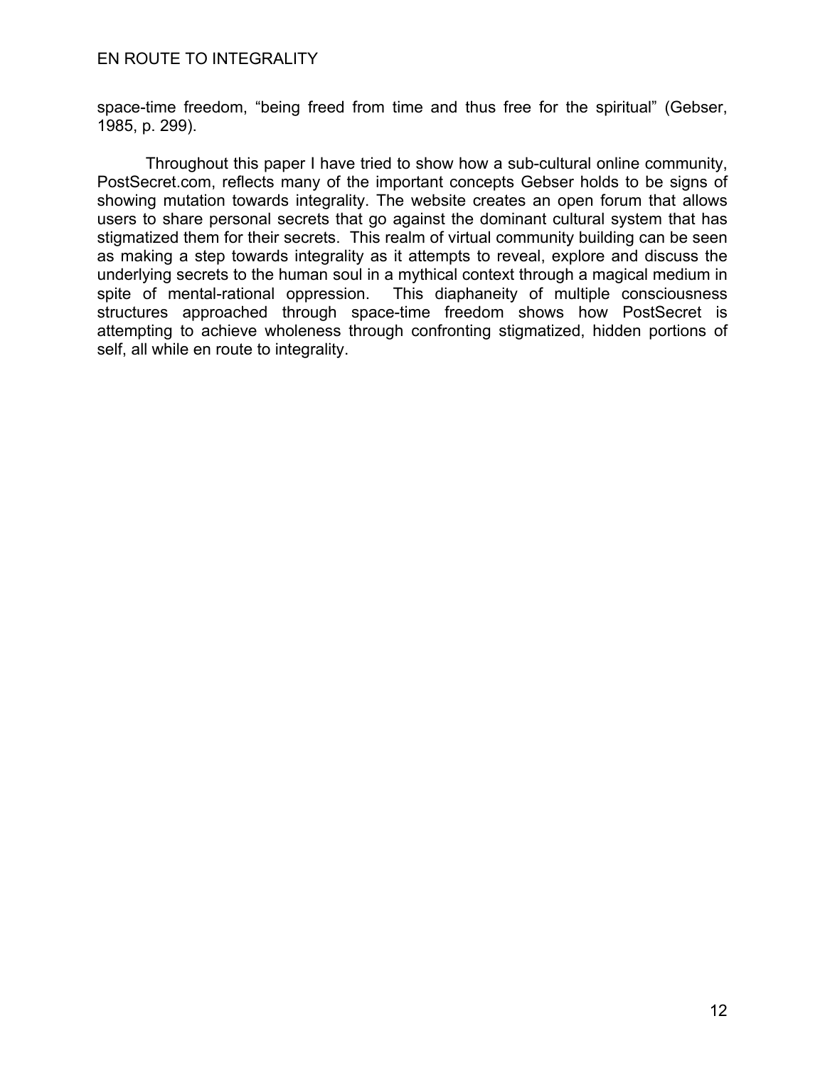space-time freedom, "being freed from time and thus free for the spiritual" (Gebser, 1985, p. 299).

Throughout this paper I have tried to show how a sub-cultural online community, PostSecret.com, reflects many of the important concepts Gebser holds to be signs of showing mutation towards integrality. The website creates an open forum that allows users to share personal secrets that go against the dominant cultural system that has stigmatized them for their secrets. This realm of virtual community building can be seen as making a step towards integrality as it attempts to reveal, explore and discuss the underlying secrets to the human soul in a mythical context through a magical medium in spite of mental-rational oppression. This diaphaneity of multiple consciousness structures approached through space-time freedom shows how PostSecret is attempting to achieve wholeness through confronting stigmatized, hidden portions of self, all while en route to integrality.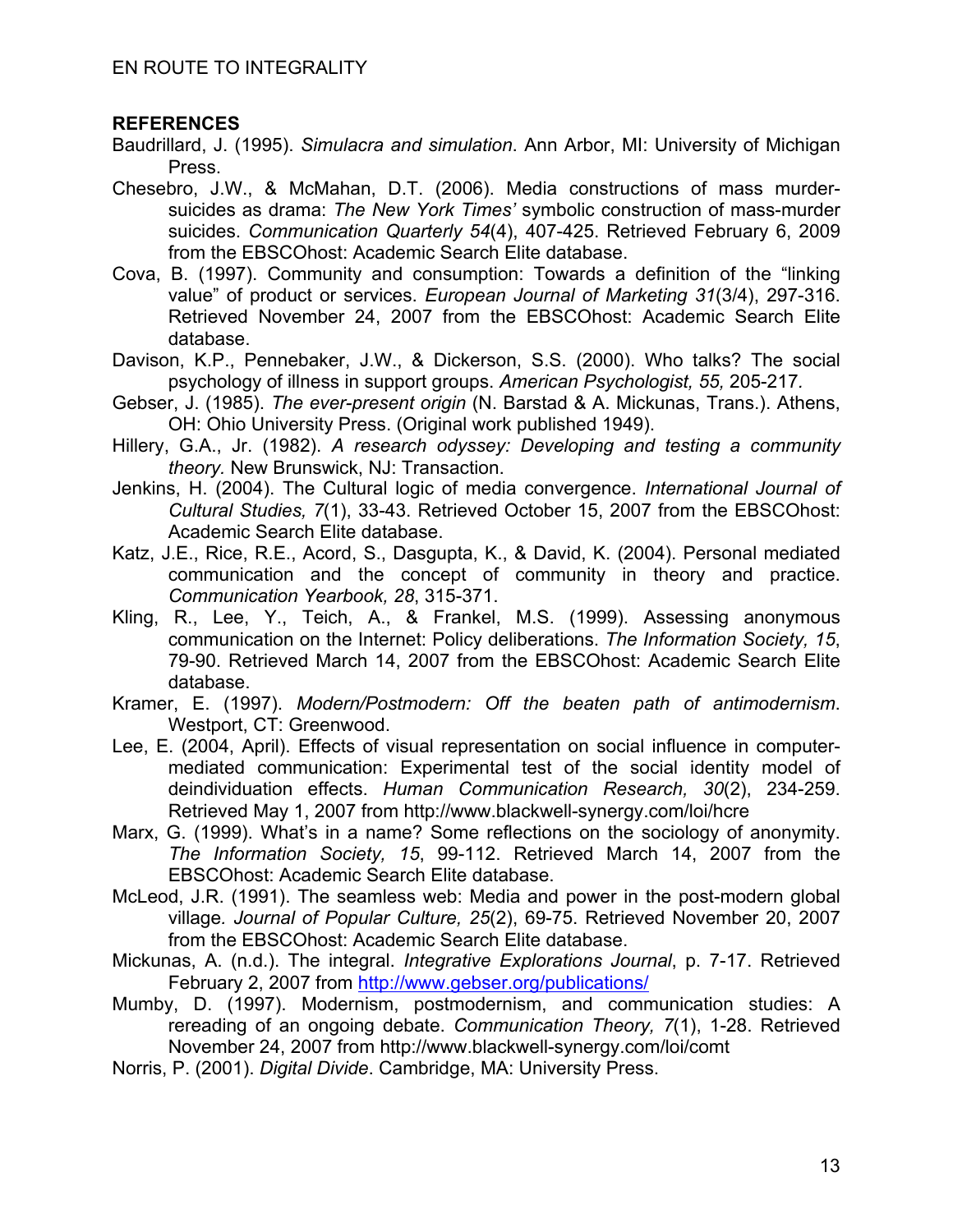## REFERENCES

Baudrillard, J. (1995). *Simulacra and simulation*. Ann Arbor, MI: University of Michigan Press.

Chesebro, J.W., & McMahan, D.T. (2006). Media constructions of mass murder-suicides as drama: *The New York Times'* symbolic construction of mass-murder suicides. *Communication Quarterly 54*(4), 407-425. Retrieved February 6, 2009 from the EBSCOhost: Academic Search Elite database.

Cova, B. (1997). Community and consumption: Towards a definition of the "linking value" of product or services. *European Journal of Marketing 31*(3/4), 297-316. Retrieved November 24, 2007 from the EBSCOhost: Academic Search Elite database.

Davison, K.P., Pennebaker, J.W., & Dickerson, S.S. (2000). Who talks? The social psychology of illness in support groups. *American Psychologist, 55,* 205-217.

Gebser, J. (1985). *The ever-present origin* (N. Barstad & A. Mickunas, Trans.). Athens, OH: Ohio University Press. (Original work published 1949).

Hillery, G.A., Jr. (1982). *A research odyssey: Developing and testing a community theory.* New Brunswick, NJ: Transaction.

Jenkins, H. (2004). The Cultural logic of media convergence. *International Journal of Cultural Studies, 7*(1), 33-43. Retrieved October 15, 2007 from the EBSCOhost: Academic Search Elite database.

Katz, J.E., Rice, R.E., Acord, S., Dasgupta, K., & David, K. (2004). Personal mediated communication and the concept of community in theory and practice. *Communication Yearbook, 28*, 315-371.

Kling, R., Lee, Y., Teich, A., & Frankel, M.S. (1999). Assessing anonymous communication on the Internet: Policy deliberations. *The Information Society, 15*, 79-90. Retrieved March 14, 2007 from the EBSCOhost: Academic Search Elite database.

Kramer, E. (1997). *Modern/Postmodern: Off the beaten path of antimodernism*. Westport, CT: Greenwood.

Lee, E. (2004, April). Effects of visual representation on social influence in computer-mediated communication: Experimental test of the social identity model of deindividuation effects. *Human Communication Research, 30*(2), 234-259. Retrieved May 1, 2007 from http://www.blackwell-synergy.com/loi/hcre

Marx, G. (1999). What's in a name? Some reflections on the sociology of anonymity. *The Information Society, 15*, 99-112. Retrieved March 14, 2007 from the EBSCOhost: Academic Search Elite database.

McLeod, J.R. (1991). The seamless web: Media and power in the post-modern global village*. Journal of Popular Culture, 25*(2), 69-75. Retrieved November 20, 2007 from the EBSCOhost: Academic Search Elite database.

Mickunas, A. (n.d.). The integral. *Integrative Explorations Journal*, p. 7-17. Retrieved February 2, 2007 from http://www.gebser.org/publications/

Mumby, D. (1997). Modernism, postmodernism, and communication studies: A rereading of an ongoing debate. *Communication Theory, 7*(1), 1-28. Retrieved November 24, 2007 from http://www.blackwell-synergy.com/loi/comt

Norris, P. (2001). *Digital Divide*. Cambridge, MA: University Press.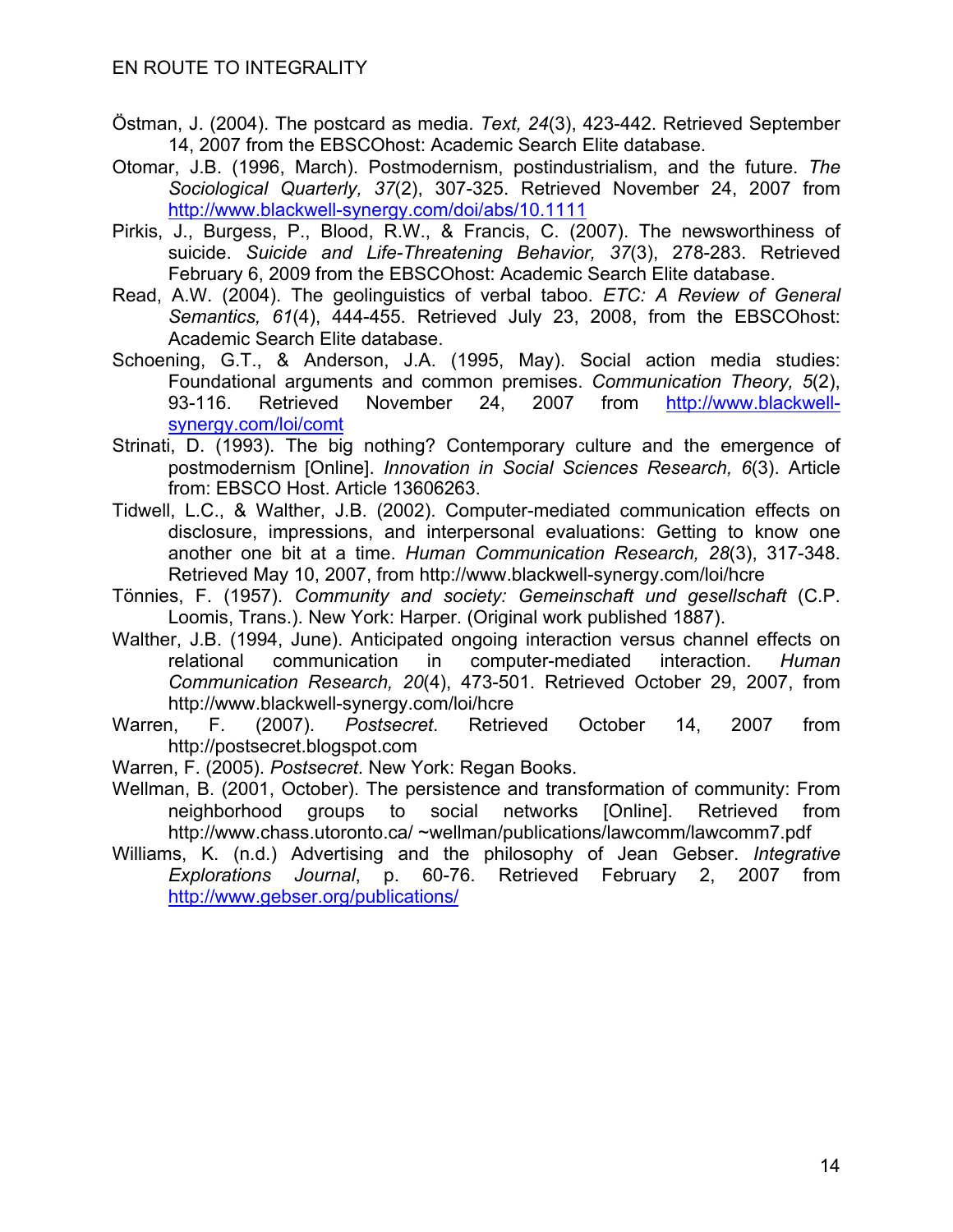Östman, J. (2004). The postcard as media. *Text, 24*(3), 423-442. Retrieved September 14, 2007 from the EBSCOhost: Academic Search Elite database.

Otomar, J.B. (1996, March). Postmodernism, postindustrialism, and the future. *The Sociological Quarterly, 37*(2), 307-325. Retrieved November 24, 2007 from http://www.blackwell-synergy.com/doi/abs/10.1111

Pirkis, J., Burgess, P., Blood, R.W., & Francis, C. (2007). The newsworthiness of suicide. *Suicide and Life-Threatening Behavior, 37*(3), 278-283. Retrieved February 6, 2009 from the EBSCOhost: Academic Search Elite database.

Read, A.W. (2004). The geolinguistics of verbal taboo. *ETC: A Review of General Semantics, 61*(4), 444-455. Retrieved July 23, 2008, from the EBSCOhost: Academic Search Elite database.

Schoening, G.T., & Anderson, J.A. (1995, May). Social action media studies: Foundational arguments and common premises. *Communication Theory, 5*(2), 93-116. Retrieved November 24, 2007 from http://www.blackwell-synergy.com/loi/comt

Strinati, D. (1993). The big nothing? Contemporary culture and the emergence of postmodernism [Online]. *Innovation in Social Sciences Research, 6*(3). Article from: EBSCO Host. Article 13606263.

Tidwell, L.C., & Walther, J.B. (2002). Computer-mediated communication effects on disclosure, impressions, and interpersonal evaluations: Getting to know one another one bit at a time. *Human Communication Research, 28*(3), 317-348. Retrieved May 10, 2007, from http://www.blackwell-synergy.com/loi/hcre

Tönnies, F. (1957). *Community and society: Gemeinschaft und gesellschaft* (C.P. Loomis, Trans.). New York: Harper. (Original work published 1887).

Walther, J.B. (1994, June). Anticipated ongoing interaction versus channel effects on relational communication in computer-mediated interaction. *Human Communication Research, 20*(4), 473-501. Retrieved October 29, 2007, from http://www.blackwell-synergy.com/loi/hcre

Warren, F. (2007). *Postsecret*. Retrieved October 14, 2007 from http://postsecret.blogspot.com

Warren, F. (2005). *Postsecret*. New York: Regan Books.

Wellman, B. (2001, October). The persistence and transformation of community: From neighborhood groups to social networks [Online]. Retrieved from http://www.chass.utoronto.ca/ ~wellman/publications/lawcomm/lawcomm7.pdf

Williams, K. (n.d.) Advertising and the philosophy of Jean Gebser. *Integrative Explorations Journal*, p. 60-76. Retrieved February 2, 2007 from http://www.gebser.org/publications/